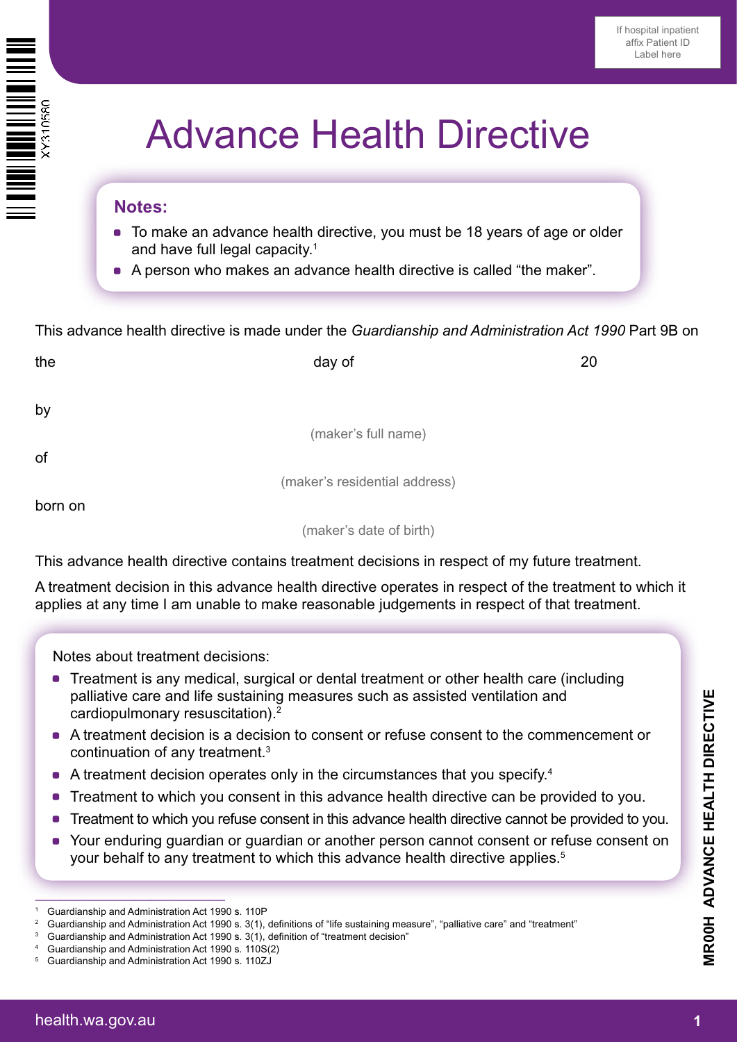If hospital inpatient affix Patient ID Label here

# Advance Health Directive

**Notes:**

- To make an advance health directive, you must be 18 years of age or older and have full legal capacity.[1]
- A person who makes an advance health directive is called "the maker".

This advance health directive is made under the *Guardianship and Administration Act 1990* Part 9B on

the                                        day of                                        20

by

(maker's full name)

of

(maker's residential address)

born on

(maker's date of birth)

This advance health directive contains treatment decisions in respect of my future treatment.

A treatment decision in this advance health directive operates in respect of the treatment to which it applies at any time I am unable to make reasonable judgements in respect of that treatment.

Notes about treatment decisions:

- Treatment is any medical, surgical or dental treatment or other health care (including palliative care and life sustaining measures such as assisted ventilation and cardiopulmonary resuscitation).[2]
- A treatment decision is a decision to consent or refuse consent to the commencement or continuation of any treatment.[3]
- A treatment decision operates only in the circumstances that you specify.[4]
- Treatment to which you consent in this advance health directive can be provided to you.
- Treatment to which you refuse consent in this advance health directive cannot be provided to you.
- Your enduring guardian or guardian or another person cannot consent or refuse consent on your behalf to any treatment to which this advance health directive applies.[5]

---

1 Guardianship and Administration Act 1990 s. 110P
2 Guardianship and Administration Act 1990 s. 3(1), definitions of "life sustaining measure", "palliative care" and "treatment"
3 Guardianship and Administration Act 1990 s. 3(1), definition of "treatment decision"
4 Guardianship and Administration Act 1990 s. 110S(2)
5 Guardianship and Administration Act 1990 s. 110ZJ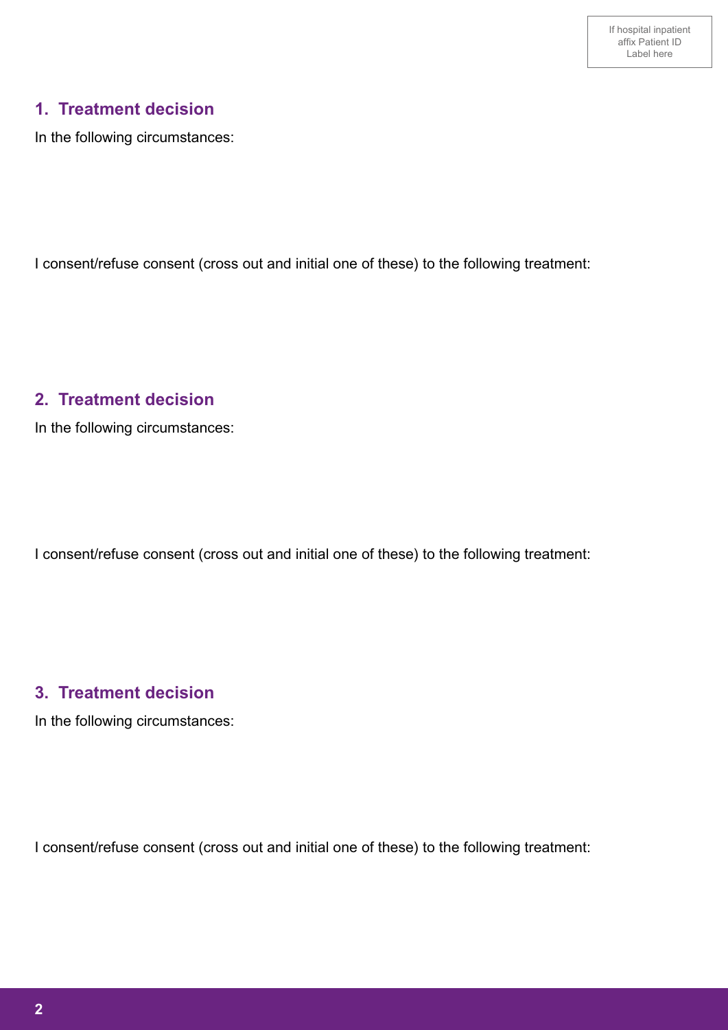If hospital inpatient affix Patient ID Label here

## 1. Treatment decision

In the following circumstances:

I consent/refuse consent (cross out and initial one of these) to the following treatment:

## 2. Treatment decision

In the following circumstances:

I consent/refuse consent (cross out and initial one of these) to the following treatment:

## 3. Treatment decision

In the following circumstances:

I consent/refuse consent (cross out and initial one of these) to the following treatment: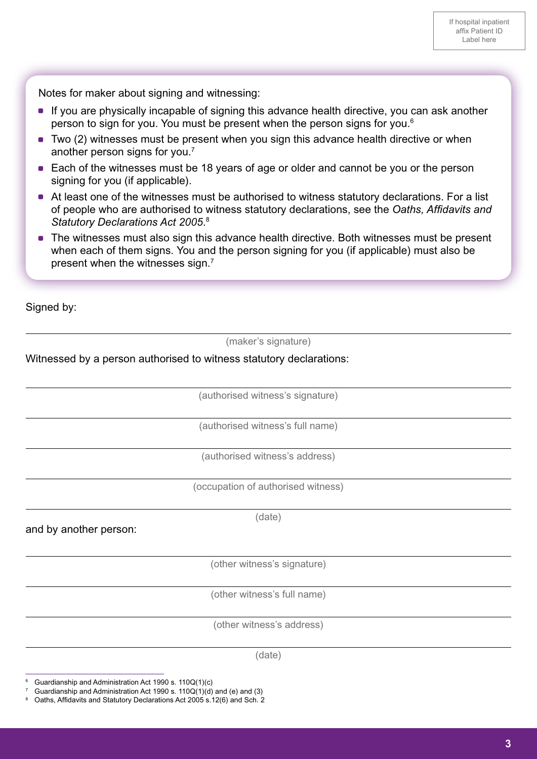If hospital inpatient affix Patient ID Label here

Notes for maker about signing and witnessing:

- If you are physically incapable of signing this advance health directive, you can ask another person to sign for you. You must be present when the person signs for you.[6]
- Two (2) witnesses must be present when you sign this advance health directive or when another person signs for you.[7]
- Each of the witnesses must be 18 years of age or older and cannot be you or the person signing for you (if applicable).
- At least one of the witnesses must be authorised to witness statutory declarations. For a list of people who are authorised to witness statutory declarations, see the *Oaths, Affidavits and Statutory Declarations Act 2005*.[8]
- The witnesses must also sign this advance health directive. Both witnesses must be present when each of them signs. You and the person signing for you (if applicable) must also be present when the witnesses sign.[7]

Signed by:

\_\_\_\_\_\_\_\_\_\_\_\_\_\_\_\_\_\_\_\_\_\_\_\_\_\_\_\_\_\_\_\_\_\_\_\_\_\_\_\_
(maker's signature)

Witnessed by a person authorised to witness statutory declarations:

\_\_\_\_\_\_\_\_\_\_\_\_\_\_\_\_\_\_\_\_\_\_\_\_\_\_\_\_\_\_\_\_\_\_\_\_\_\_\_\_
(authorised witness's signature)

\_\_\_\_\_\_\_\_\_\_\_\_\_\_\_\_\_\_\_\_\_\_\_\_\_\_\_\_\_\_\_\_\_\_\_\_\_\_\_\_
(authorised witness's full name)

\_\_\_\_\_\_\_\_\_\_\_\_\_\_\_\_\_\_\_\_\_\_\_\_\_\_\_\_\_\_\_\_\_\_\_\_\_\_\_\_
(authorised witness's address)

\_\_\_\_\_\_\_\_\_\_\_\_\_\_\_\_\_\_\_\_\_\_\_\_\_\_\_\_\_\_\_\_\_\_\_\_\_\_\_\_
(occupation of authorised witness)

\_\_\_\_\_\_\_\_\_\_\_\_\_\_\_\_\_\_\_\_\_\_\_\_\_\_\_\_\_\_\_\_\_\_\_\_\_\_\_\_
(date)

and by another person:

\_\_\_\_\_\_\_\_\_\_\_\_\_\_\_\_\_\_\_\_\_\_\_\_\_\_\_\_\_\_\_\_\_\_\_\_\_\_\_\_
(other witness's signature)

\_\_\_\_\_\_\_\_\_\_\_\_\_\_\_\_\_\_\_\_\_\_\_\_\_\_\_\_\_\_\_\_\_\_\_\_\_\_\_\_
(other witness's full name)

\_\_\_\_\_\_\_\_\_\_\_\_\_\_\_\_\_\_\_\_\_\_\_\_\_\_\_\_\_\_\_\_\_\_\_\_\_\_\_\_
(other witness's address)

\_\_\_\_\_\_\_\_\_\_\_\_\_\_\_\_\_\_\_\_\_\_\_\_\_\_\_\_\_\_\_\_\_\_\_\_\_\_\_\_
(date)

[6] Guardianship and Administration Act 1990 s. 110Q(1)(c)
[7] Guardianship and Administration Act 1990 s. 110Q(1)(d) and (e) and (3)
[8] Oaths, Affidavits and Statutory Declarations Act 2005 s.12(6) and Sch. 2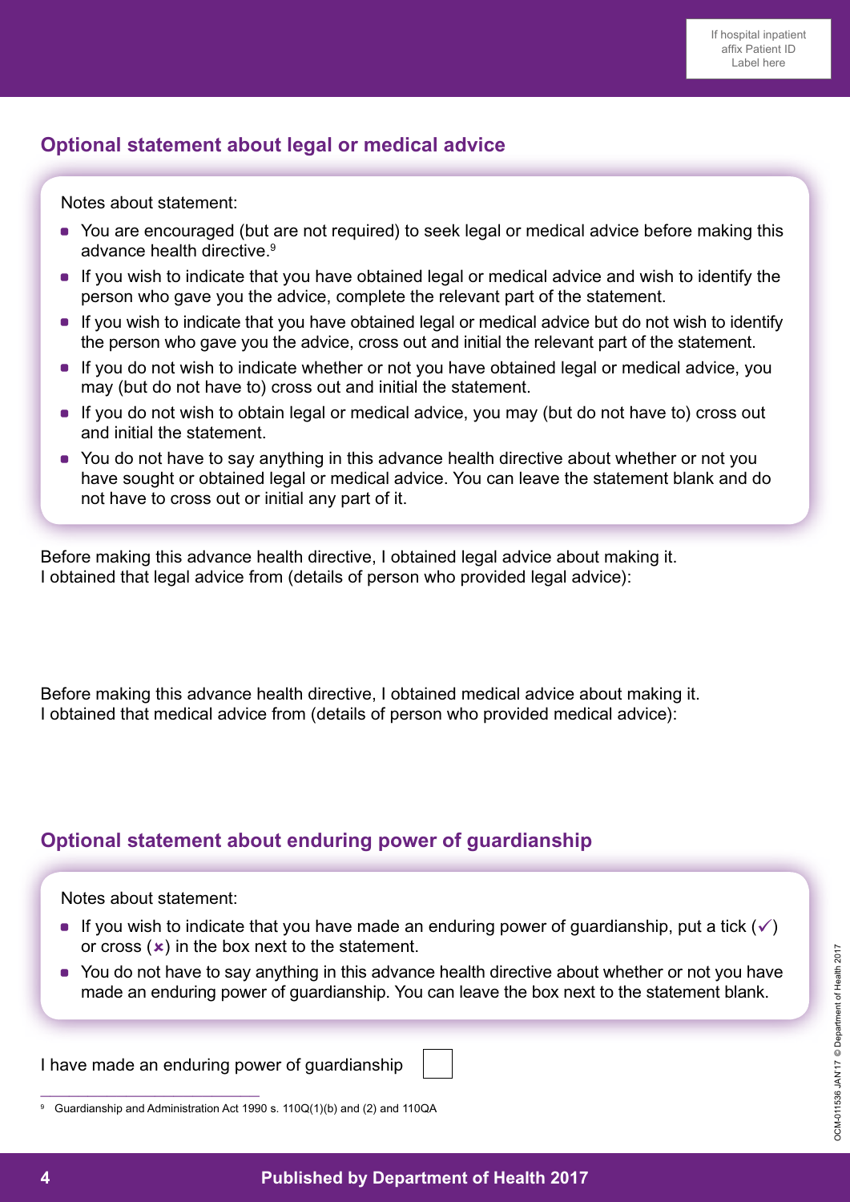If hospital inpatient affix Patient ID Label here

## Optional statement about legal or medical advice

Notes about statement:

- You are encouraged (but are not required) to seek legal or medical advice before making this advance health directive.[9]
- If you wish to indicate that you have obtained legal or medical advice and wish to identify the person who gave you the advice, complete the relevant part of the statement.
- If you wish to indicate that you have obtained legal or medical advice but do not wish to identify the person who gave you the advice, cross out and initial the relevant part of the statement.
- If you do not wish to indicate whether or not you have obtained legal or medical advice, you may (but do not have to) cross out and initial the statement.
- If you do not wish to obtain legal or medical advice, you may (but do not have to) cross out and initial the statement.
- You do not have to say anything in this advance health directive about whether or not you have sought or obtained legal or medical advice. You can leave the statement blank and do not have to cross out or initial any part of it.

Before making this advance health directive, I obtained legal advice about making it.
I obtained that legal advice from (details of person who provided legal advice):

Before making this advance health directive, I obtained medical advice about making it.
I obtained that medical advice from (details of person who provided medical advice):

## Optional statement about enduring power of guardianship

Notes about statement:

- If you wish to indicate that you have made an enduring power of guardianship, put a tick (✓) or cross (✗) in the box next to the statement.
- You do not have to say anything in this advance health directive about whether or not you have made an enduring power of guardianship. You can leave the box next to the statement blank.

I have made an enduring power of guardianship ☐

[9] Guardianship and Administration Act 1990 s. 110Q(1)(b) and (2) and 110QA

OCM-011536 JAN'17 © Department of Health 2017

Published by Department of Health 2017